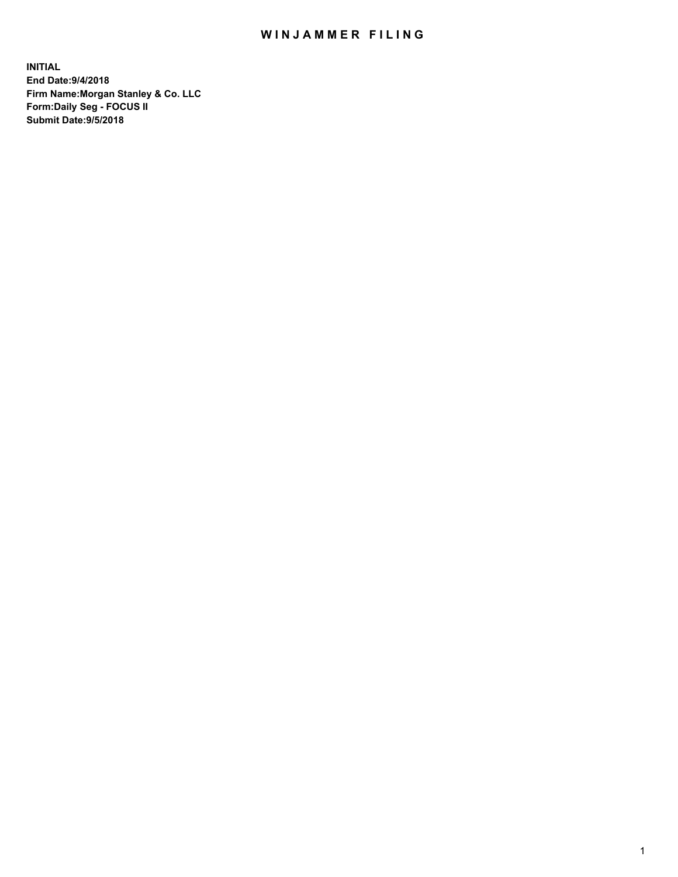# WINJAMMER FILING

**INITIAL**
**End Date:9/4/2018**
**Firm Name:Morgan Stanley & Co. LLC**
**Form:Daily Seg - FOCUS II**
**Submit Date:9/5/2018**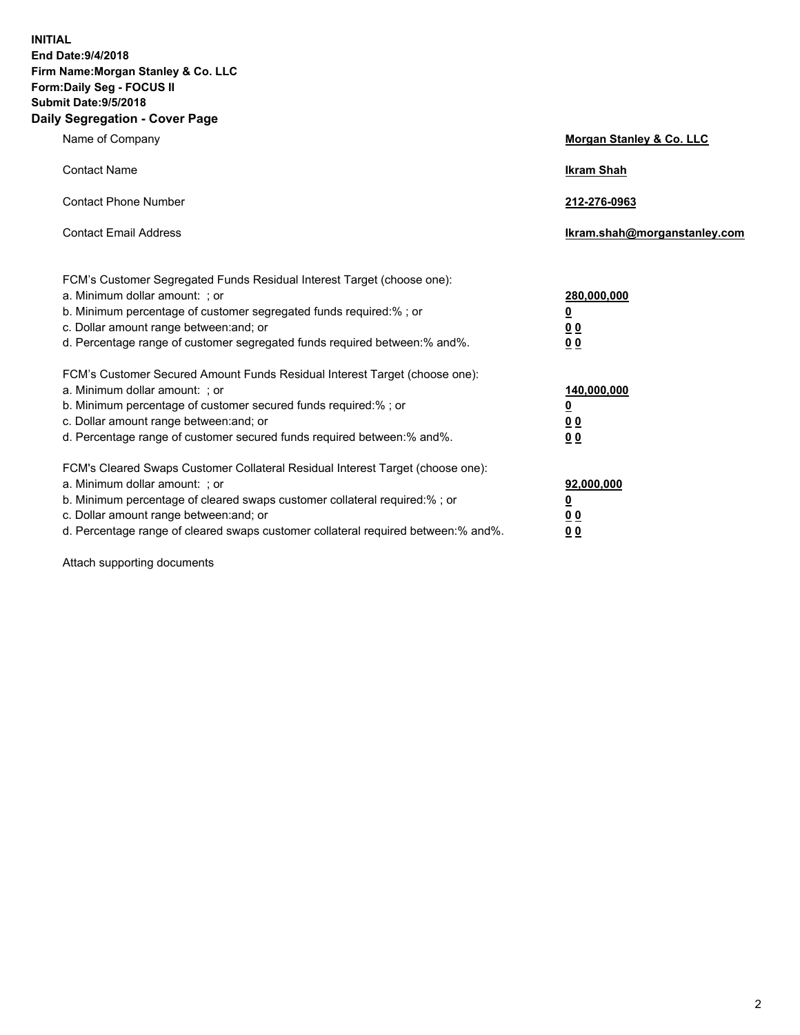**INITIAL**
**End Date:9/4/2018**
**Firm Name:Morgan Stanley & Co. LLC**
**Form:Daily Seg - FOCUS II**
**Submit Date:9/5/2018**

## Daily Segregation - Cover Page

| | |
|---|---|
| Name of Company | **Morgan Stanley & Co. LLC** |
| Contact Name | **Ikram Shah** |
| Contact Phone Number | **212-276-0963** |
| Contact Email Address | **Ikram.shah@morganstanley.com** |

FCM's Customer Segregated Funds Residual Interest Target (choose one):

| | |
|---|---|
| a. Minimum dollar amount: ; or | **280,000,000** |
| b. Minimum percentage of customer segregated funds required:% ; or | **0** |
| c. Dollar amount range between:and; or | **0 0** |
| d. Percentage range of customer segregated funds required between:% and%. | **0 0** |

FCM's Customer Secured Amount Funds Residual Interest Target (choose one):

| | |
|---|---|
| a. Minimum dollar amount: ; or | **140,000,000** |
| b. Minimum percentage of customer secured funds required:% ; or | **0** |
| c. Dollar amount range between:and; or | **0 0** |
| d. Percentage range of customer secured funds required between:% and%. | **0 0** |

FCM's Cleared Swaps Customer Collateral Residual Interest Target (choose one):

| | |
|---|---|
| a. Minimum dollar amount: ; or | **92,000,000** |
| b. Minimum percentage of cleared swaps customer collateral required:% ; or | **0** |
| c. Dollar amount range between:and; or | **0 0** |
| d. Percentage range of cleared swaps customer collateral required between:% and%. | **0 0** |

Attach supporting documents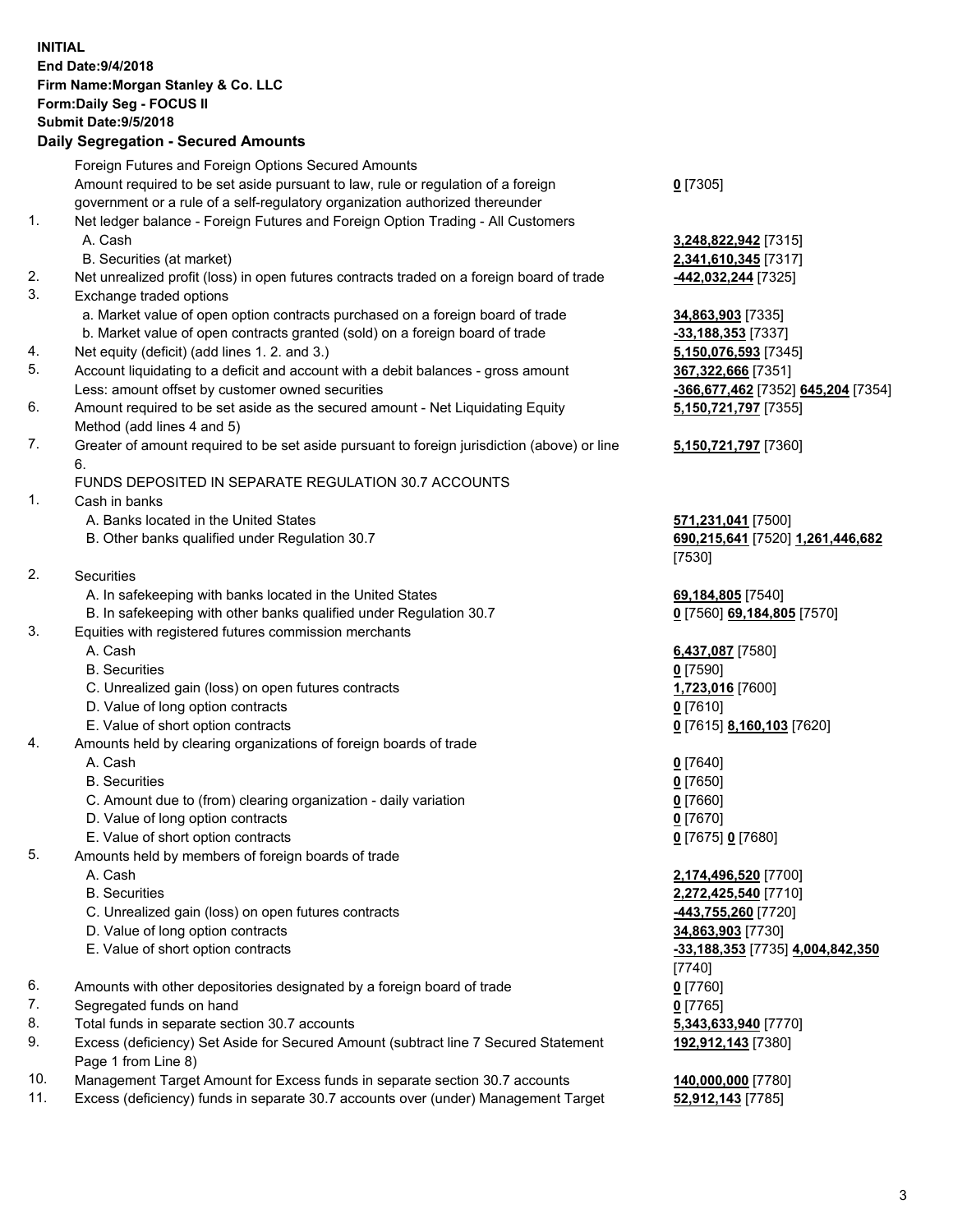**INITIAL**
**End Date:9/4/2018**
**Firm Name:Morgan Stanley & Co. LLC**
**Form:Daily Seg - FOCUS II**
**Submit Date:9/5/2018**

## Daily Segregation - Secured Amounts

| | | |
|---|---|---|
| | Foreign Futures and Foreign Options Secured Amounts | |
| | Amount required to be set aside pursuant to law, rule or regulation of a foreign government or a rule of a self-regulatory organization authorized thereunder | **0** [7305] |
| 1. | Net ledger balance - Foreign Futures and Foreign Option Trading - All Customers | |
| | A. Cash | **3,248,822,942** [7315] |
| | B. Securities (at market) | **2,341,610,345** [7317] |
| 2. | Net unrealized profit (loss) in open futures contracts traded on a foreign board of trade | **-442,032,244** [7325] |
| 3. | Exchange traded options | |
| | a. Market value of open option contracts purchased on a foreign board of trade | **34,863,903** [7335] |
| | b. Market value of open contracts granted (sold) on a foreign board of trade | **-33,188,353** [7337] |
| 4. | Net equity (deficit) (add lines 1. 2. and 3.) | **5,150,076,593** [7345] |
| 5. | Account liquidating to a deficit and account with a debit balances - gross amount | **367,322,666** [7351] |
| | Less: amount offset by customer owned securities | **-366,677,462** [7352] **645,204** [7354] |
| 6. | Amount required to be set aside as the secured amount - Net Liquidating Equity Method (add lines 4 and 5) | **5,150,721,797** [7355] |
| 7. | Greater of amount required to be set aside pursuant to foreign jurisdiction (above) or line 6. | **5,150,721,797** [7360] |
| | FUNDS DEPOSITED IN SEPARATE REGULATION 30.7 ACCOUNTS | |
| 1. | Cash in banks | |
| | A. Banks located in the United States | **571,231,041** [7500] |
| | B. Other banks qualified under Regulation 30.7 | **690,215,641** [7520] **1,261,446,682** [7530] |
| 2. | Securities | |
| | A. In safekeeping with banks located in the United States | **69,184,805** [7540] |
| | B. In safekeeping with other banks qualified under Regulation 30.7 | **0** [7560] **69,184,805** [7570] |
| 3. | Equities with registered futures commission merchants | |
| | A. Cash | **6,437,087** [7580] |
| | B. Securities | **0** [7590] |
| | C. Unrealized gain (loss) on open futures contracts | **1,723,016** [7600] |
| | D. Value of long option contracts | **0** [7610] |
| | E. Value of short option contracts | **0** [7615] **8,160,103** [7620] |
| 4. | Amounts held by clearing organizations of foreign boards of trade | |
| | A. Cash | **0** [7640] |
| | B. Securities | **0** [7650] |
| | C. Amount due to (from) clearing organization - daily variation | **0** [7660] |
| | D. Value of long option contracts | **0** [7670] |
| | E. Value of short option contracts | **0** [7675] **0** [7680] |
| 5. | Amounts held by members of foreign boards of trade | |
| | A. Cash | **2,174,496,520** [7700] |
| | B. Securities | **2,272,425,540** [7710] |
| | C. Unrealized gain (loss) on open futures contracts | **-443,755,260** [7720] |
| | D. Value of long option contracts | **34,863,903** [7730] |
| | E. Value of short option contracts | **-33,188,353** [7735] **4,004,842,350** [7740] |
| 6. | Amounts with other depositories designated by a foreign board of trade | **0** [7760] |
| 7. | Segregated funds on hand | **0** [7765] |
| 8. | Total funds in separate section 30.7 accounts | **5,343,633,940** [7770] |
| 9. | Excess (deficiency) Set Aside for Secured Amount (subtract line 7 Secured Statement Page 1 from Line 8) | **192,912,143** [7380] |
| 10. | Management Target Amount for Excess funds in separate section 30.7 accounts | **140,000,000** [7780] |
| 11. | Excess (deficiency) funds in separate 30.7 accounts over (under) Management Target | **52,912,143** [7785] |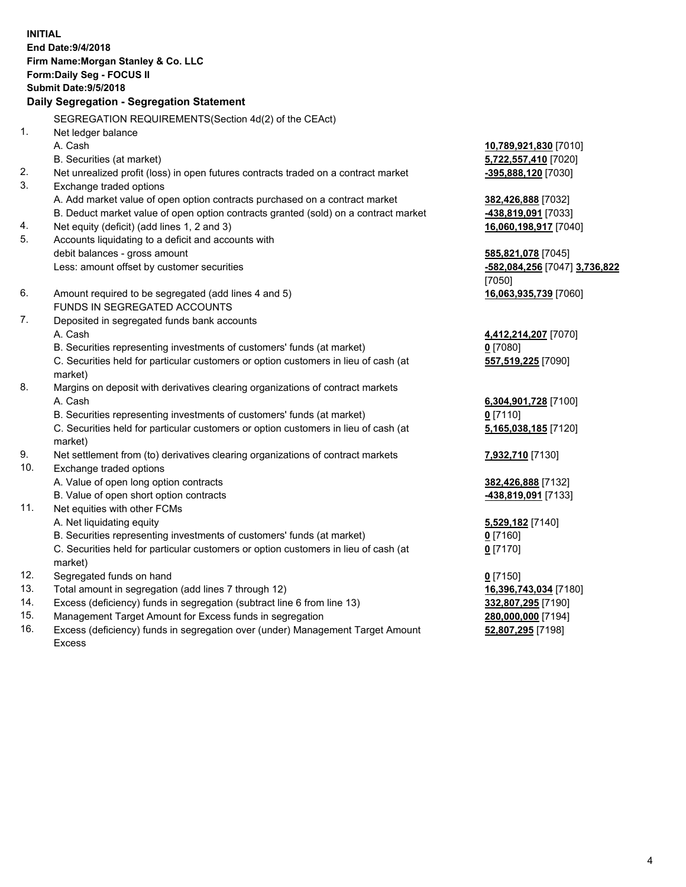**INITIAL**
**End Date:9/4/2018**
**Firm Name:Morgan Stanley & Co. LLC**
**Form:Daily Seg - FOCUS II**
**Submit Date:9/5/2018**

## Daily Segregation - Segregation Statement

| | | |
|---|---|---|
| | SEGREGATION REQUIREMENTS(Section 4d(2) of the CEAct) | |
| 1. | Net ledger balance | |
| | A. Cash | **10,789,921,830** [7010] |
| | B. Securities (at market) | **5,722,557,410** [7020] |
| 2. | Net unrealized profit (loss) in open futures contracts traded on a contract market | **-395,888,120** [7030] |
| 3. | Exchange traded options | |
| | A. Add market value of open option contracts purchased on a contract market | **382,426,888** [7032] |
| | B. Deduct market value of open option contracts granted (sold) on a contract market | **-438,819,091** [7033] |
| 4. | Net equity (deficit) (add lines 1, 2 and 3) | **16,060,198,917** [7040] |
| 5. | Accounts liquidating to a deficit and accounts with debit balances - gross amount | **585,821,078** [7045] |
| | Less: amount offset by customer securities | **-582,084,256** [7047] **3,736,822** [7050] |
| 6. | Amount required to be segregated (add lines 4 and 5) | **16,063,935,739** [7060] |
| | FUNDS IN SEGREGATED ACCOUNTS | |
| 7. | Deposited in segregated funds bank accounts | |
| | A. Cash | **4,412,214,207** [7070] |
| | B. Securities representing investments of customers' funds (at market) | **0** [7080] |
| | C. Securities held for particular customers or option customers in lieu of cash (at market) | **557,519,225** [7090] |
| 8. | Margins on deposit with derivatives clearing organizations of contract markets | |
| | A. Cash | **6,304,901,728** [7100] |
| | B. Securities representing investments of customers' funds (at market) | **0** [7110] |
| | C. Securities held for particular customers or option customers in lieu of cash (at market) | **5,165,038,185** [7120] |
| 9. | Net settlement from (to) derivatives clearing organizations of contract markets | **7,932,710** [7130] |
| 10. | Exchange traded options | |
| | A. Value of open long option contracts | **382,426,888** [7132] |
| | B. Value of open short option contracts | **-438,819,091** [7133] |
| 11. | Net equities with other FCMs | |
| | A. Net liquidating equity | **5,529,182** [7140] |
| | B. Securities representing investments of customers' funds (at market) | **0** [7160] |
| | C. Securities held for particular customers or option customers in lieu of cash (at market) | **0** [7170] |
| 12. | Segregated funds on hand | **0** [7150] |
| 13. | Total amount in segregation (add lines 7 through 12) | **16,396,743,034** [7180] |
| 14. | Excess (deficiency) funds in segregation (subtract line 6 from line 13) | **332,807,295** [7190] |
| 15. | Management Target Amount for Excess funds in segregation | **280,000,000** [7194] |
| 16. | Excess (deficiency) funds in segregation over (under) Management Target Amount Excess | **52,807,295** [7198] |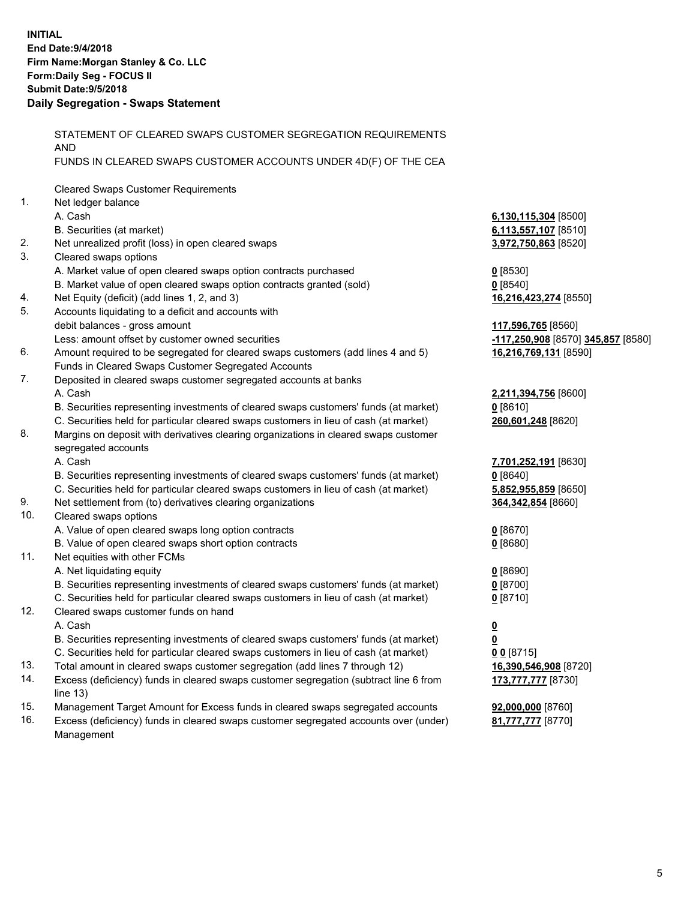**INITIAL**
**End Date:9/4/2018**
**Firm Name:Morgan Stanley & Co. LLC**
**Form:Daily Seg - FOCUS II**
**Submit Date:9/5/2018**
**Daily Segregation - Swaps Statement**

STATEMENT OF CLEARED SWAPS CUSTOMER SEGREGATION REQUIREMENTS AND FUNDS IN CLEARED SWAPS CUSTOMER ACCOUNTS UNDER 4D(F) OF THE CEA

| | | |
|---|---|---|
| | Cleared Swaps Customer Requirements | |
| 1. | Net ledger balance | |
| | A. Cash | **6,130,115,304** [8500] |
| | B. Securities (at market) | **6,113,557,107** [8510] |
| 2. | Net unrealized profit (loss) in open cleared swaps | **3,972,750,863** [8520] |
| 3. | Cleared swaps options | |
| | A. Market value of open cleared swaps option contracts purchased | **0** [8530] |
| | B. Market value of open cleared swaps option contracts granted (sold) | **0** [8540] |
| 4. | Net Equity (deficit) (add lines 1, 2, and 3) | **16,216,423,274** [8550] |
| 5. | Accounts liquidating to a deficit and accounts with debit balances - gross amount | **117,596,765** [8560] |
| | Less: amount offset by customer owned securities | **-117,250,908** [8570] **345,857** [8580] |
| 6. | Amount required to be segregated for cleared swaps customers (add lines 4 and 5) | **16,216,769,131** [8590] |
| | Funds in Cleared Swaps Customer Segregated Accounts | |
| 7. | Deposited in cleared swaps customer segregated accounts at banks | |
| | A. Cash | **2,211,394,756** [8600] |
| | B. Securities representing investments of cleared swaps customers' funds (at market) | **0** [8610] |
| | C. Securities held for particular cleared swaps customers in lieu of cash (at market) | **260,601,248** [8620] |
| 8. | Margins on deposit with derivatives clearing organizations in cleared swaps customer segregated accounts | |
| | A. Cash | **7,701,252,191** [8630] |
| | B. Securities representing investments of cleared swaps customers' funds (at market) | **0** [8640] |
| | C. Securities held for particular cleared swaps customers in lieu of cash (at market) | **5,852,955,859** [8650] |
| 9. | Net settlement from (to) derivatives clearing organizations | **364,342,854** [8660] |
| 10. | Cleared swaps options | |
| | A. Value of open cleared swaps long option contracts | **0** [8670] |
| | B. Value of open cleared swaps short option contracts | **0** [8680] |
| 11. | Net equities with other FCMs | |
| | A. Net liquidating equity | **0** [8690] |
| | B. Securities representing investments of cleared swaps customers' funds (at market) | **0** [8700] |
| | C. Securities held for particular cleared swaps customers in lieu of cash (at market) | **0** [8710] |
| 12. | Cleared swaps customer funds on hand | |
| | A. Cash | **0** |
| | B. Securities representing investments of cleared swaps customers' funds (at market) | **0** |
| | C. Securities held for particular cleared swaps customers in lieu of cash (at market) | **0** **0** [8715] |
| 13. | Total amount in cleared swaps customer segregation (add lines 7 through 12) | **16,390,546,908** [8720] |
| 14. | Excess (deficiency) funds in cleared swaps customer segregation (subtract line 6 from line 13) | **173,777,777** [8730] |
| 15. | Management Target Amount for Excess funds in cleared swaps segregated accounts | **92,000,000** [8760] |
| 16. | Excess (deficiency) funds in cleared swaps customer segregated accounts over (under) Management | **81,777,777** [8770] |